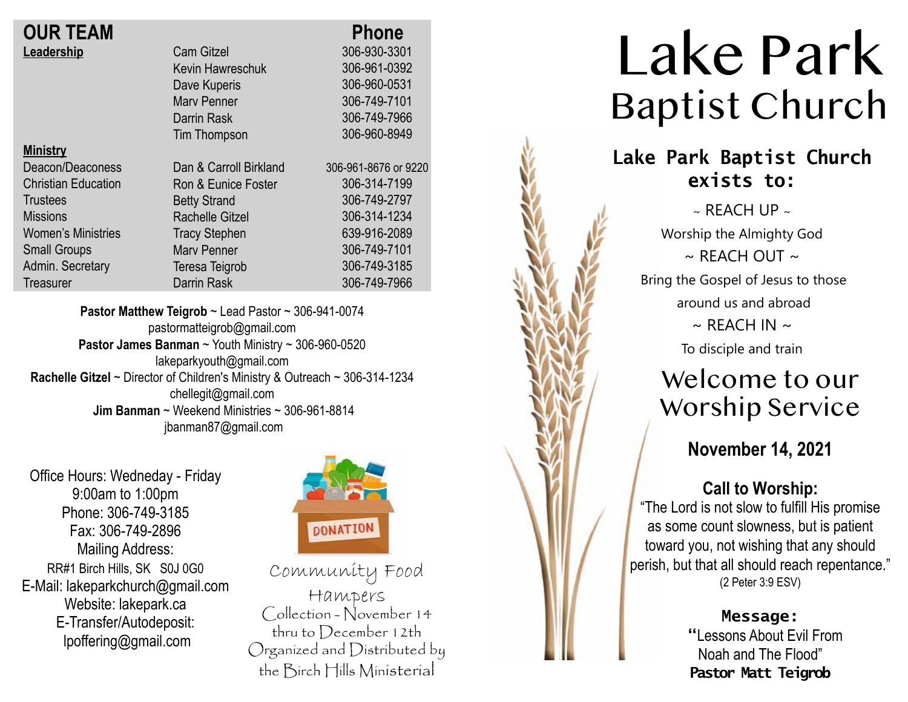## OUR TEAM

| | | Phone |
|---|---|---|
| **Leadership** | Cam Gitzel | 306-930-3301 |
| | Kevin Hawreschuk | 306-961-0392 |
| | Dave Kuperis | 306-960-0531 |
| | Marv Penner | 306-749-7101 |
| | Darrin Rask | 306-749-7966 |
| | Tim Thompson | 306-960-8949 |
| **Ministry** | | |
| Deacon/Deaconess | Dan & Carroll Birkland | 306-961-8676 or 9220 |
| Christian Education | Ron & Eunice Foster | 306-314-7199 |
| Trustees | Betty Strand | 306-749-2797 |
| Missions | Rachelle Gitzel | 306-314-1234 |
| Women's Ministries | Tracy Stephen | 639-916-2089 |
| Small Groups | Marv Penner | 306-749-7101 |
| Admin. Secretary | Teresa Teigrob | 306-749-3185 |
| Treasurer | Darrin Rask | 306-749-7966 |

**Pastor Matthew Teigrob** ~ Lead Pastor ~ 306-941-0074
pastormatteigrob@gmail.com
**Pastor James Banman** ~ Youth Ministry ~ 306-960-0520
lakeparkyouth@gmail.com
**Rachelle Gitzel** ~ Director of Children's Ministry & Outreach ~ 306-314-1234
chellegit@gmail.com
**Jim Banman** ~ Weekend Ministries ~ 306-961-8814
jbanman87@gmail.com

Office Hours: Wedneday - Friday
9:00am to 1:00pm
Phone: 306-749-3185
Fax: 306-749-2896
Mailing Address:
RR#1 Birch Hills, SK S0J 0G0
E-Mail: lakeparkchurch@gmail.com
Website: lakepark.ca
E-Transfer/Autodeposit:
lpoffering@gmail.com

DONATION

Community Food Hampers
Collection - November 14 thru to December 12th
Organized and Distributed by the Birch Hills Ministerial

# Lake Park Baptist Church

**Lake Park Baptist Church exists to:**

~ REACH UP ~
Worship the Almighty God
~ REACH OUT ~
Bring the Gospel of Jesus to those around us and abroad
~ REACH IN ~
To disciple and train

## Welcome to our Worship Service

**November 14, 2021**

**Call to Worship:**
"The Lord is not slow to fulfill His promise as some count slowness, but is patient toward you, not wishing that any should perish, but that all should reach repentance."
(2 Peter 3:9 ESV)

**Message:**
"Lessons About Evil From Noah and The Flood"
**Pastor Matt Teigrob**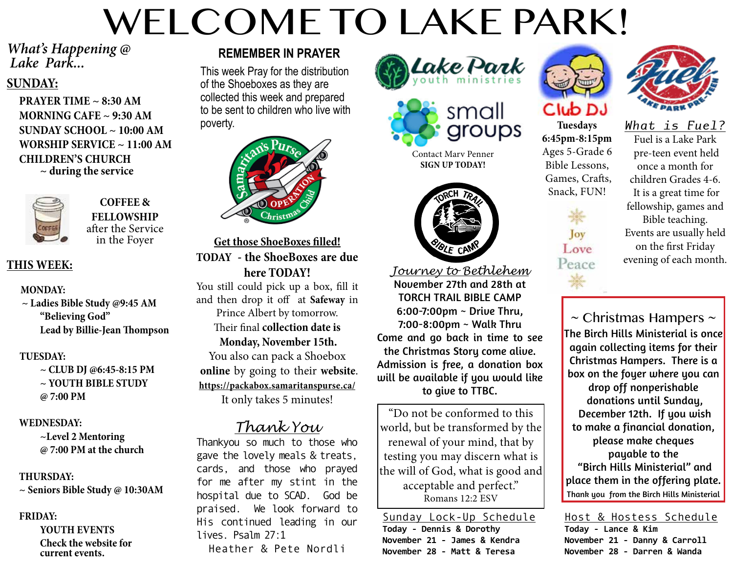# WELCOME TO LAKE PARK!

*What's Happening @ Lake Park...*

## SUNDAY:

**PRAYER TIME ~ 8:30 AM**
**MORNING CAFE ~ 9:30 AM**
**SUNDAY SCHOOL ~ 10:00 AM**
**WORSHIP SERVICE ~ 11:00 AM**
**CHILDREN'S CHURCH**
**~ during the service**

**COFFEE & FELLOWSHIP**
after the Service in the Foyer

## THIS WEEK:

**MONDAY:**
**~ Ladies Bible Study @9:45 AM**
**"Believing God"**
**Lead by Billie-Jean Thompson**

**TUESDAY:**
**~ CLUB DJ @6:45-8:15 PM**
**~ YOUTH BIBLE STUDY @ 7:00 PM**

**WEDNESDAY:**
**~Level 2 Mentoring @ 7:00 PM at the church**

**THURSDAY:**
**~ Seniors Bible Study @ 10:30AM**

**FRIDAY:**
**YOUTH EVENTS**
**Check the website for current events.**

## REMEMBER IN PRAYER

This week Pray for the distribution of the Shoeboxes as they are collected this week and prepared to be sent to children who live with poverty.

Samaritan's Purse OPERATION Christmas Child

**Get those ShoeBoxes filled!**

**TODAY - the ShoeBoxes are due here TODAY!**

You still could pick up a box, fill it and then drop it off at **Safeway** in Prince Albert by tomorrow.

Their final **collection date is Monday, November 15th.**

You also can pack a Shoebox **online** by going to their **website**. **https://packabox.samaritanspurse.ca/**

It only takes 5 minutes!

## *Thank You*

Thankyou so much to those who gave the lovely meals & treats, cards, and those who prayed for me after my stint in the hospital due to SCAD. God be praised. We look forward to His continued leading in our lives. Psalm 27:1

Heather & Pete Nordli

**Lake Park youth ministries**

**small groups**

Contact Marv Penner
**SIGN UP TODAY!**

TORCH TRAIL BIBLE CAMP

## *Journey to Bethlehem*

**November 27th and 28th at TORCH TRAIL BIBLE CAMP**
**6:00-7:00pm ~ Drive Thru,**
**7:00-8:00pm ~ Walk Thru**
**Come and go back in time to see the Christmas Story come alive. Admission is free, a donation box will be available if you would like to give to TTBC.**

"Do not be conformed to this world, but be transformed by the renewal of your mind, that by testing you may discern what is the will of God, what is good and acceptable and perfect."
Romans 12:2 ESV

## Club DJ

**Tuesdays**
**6:45pm-8:15pm**
Ages 5-Grade 6
Bible Lessons, Games, Crafts, Snack, FUN!

Joy
Love
Peace

## Fuel LAKE PARK PRE-TEEN

### *What is Fuel?*

Fuel is a Lake Park pre-teen event held once a month for children Grades 4-6. It is a great time for fellowship, games and Bible teaching. Events are usually held on the first Friday evening of each month.

### ~ Christmas Hampers ~

**The Birch Hills Ministerial is once again collecting items for their Christmas Hampers. There is a box on the foyer where you can drop off nonperishable donations until Sunday, December 12th. If you wish to make a financial donation, please make cheques payable to the "Birch Hills Ministerial" and place them in the offering plate.**

Thank you from the Birch Hills Ministerial

## Sunday Lock-Up Schedule

**Today - Dennis & Dorothy**
**November 21 - James & Kendra**
**November 28 - Matt & Teresa**

## Host & Hostess Schedule

**Today - Lance & Kim**
**November 21 - Danny & Carroll**
**November 28 - Darren & Wanda**